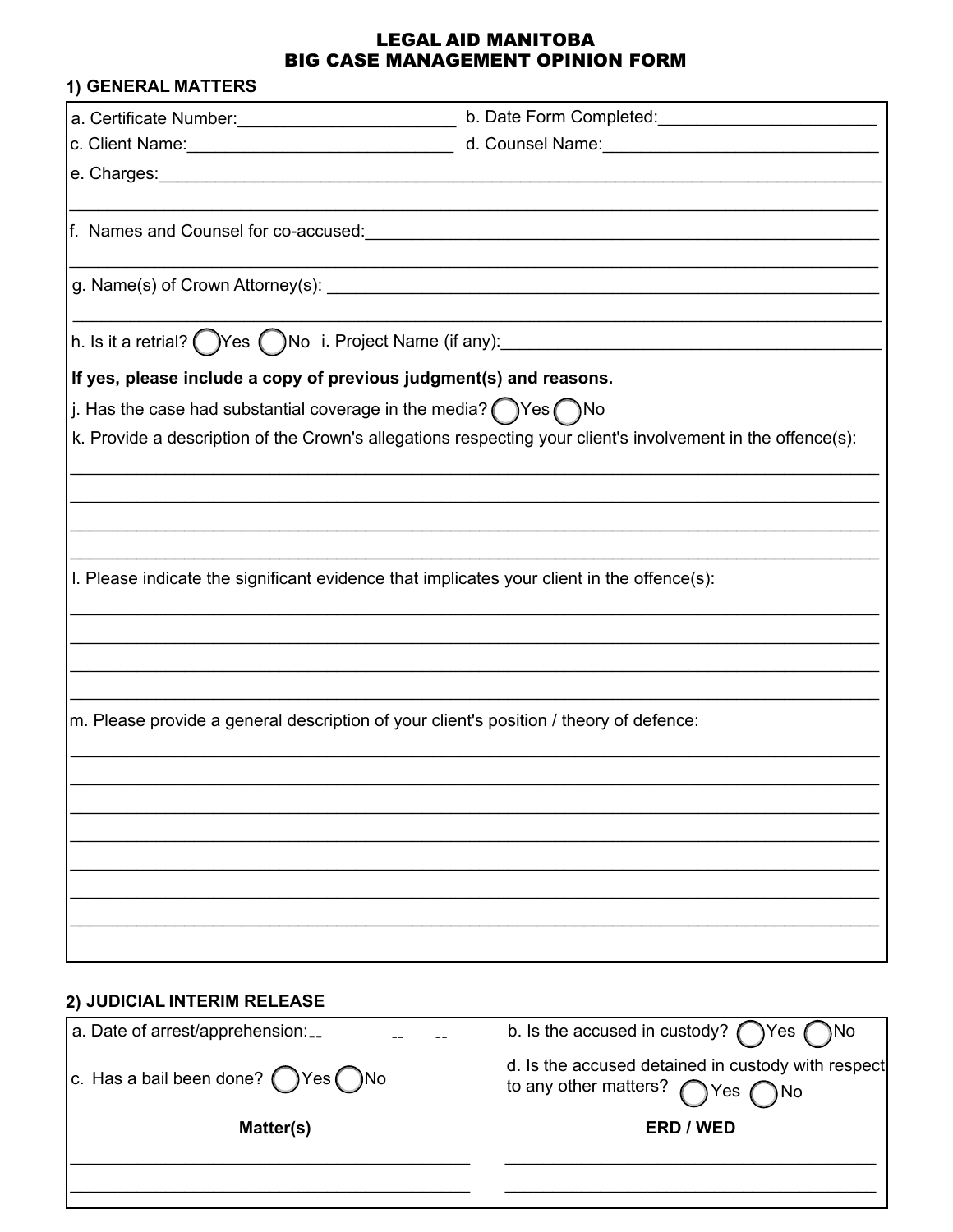# LEGAL AID MANITOBA
# BIG CASE MANAGEMENT OPINION FORM

## 1) GENERAL MATTERS

a. Certificate Number:_______________________ b. Date Form Completed:_______________________

c. Client Name:_____________________________ d. Counsel Name:_____________________________

e. Charges:_______________________________________________________________________________

_________________________________________________________________________________________

f. Names and Counsel for co-accused:_______________________________________________________

_________________________________________________________________________________________

g. Name(s) of Crown Attorney(s): __________________________________________________________

_________________________________________________________________________________________

h. Is it a retrial? ◯ Yes ◯ No i. Project Name (if any):___________________________________________

**If yes, please include a copy of previous judgment(s) and reasons.**

j. Has the case had substantial coverage in the media? ◯ Yes ◯ No

k. Provide a description of the Crown's allegations respecting your client's involvement in the offence(s):

_________________________________________________________________________________________

_________________________________________________________________________________________

_________________________________________________________________________________________

_________________________________________________________________________________________

l. Please indicate the significant evidence that implicates your client in the offence(s):

_________________________________________________________________________________________

_________________________________________________________________________________________

_________________________________________________________________________________________

_________________________________________________________________________________________

m. Please provide a general description of your client's position / theory of defence:

_________________________________________________________________________________________

_________________________________________________________________________________________

_________________________________________________________________________________________

_________________________________________________________________________________________

_________________________________________________________________________________________

_________________________________________________________________________________________

_________________________________________________________________________________________

## 2) JUDICIAL INTERIM RELEASE

a. Date of arrest/apprehension: -- -- --

b. Is the accused in custody? ◯ Yes ◯ No

c. Has a bail been done? ◯ Yes ◯ No

d. Is the accused detained in custody with respect to any other matters? ◯ Yes ◯ No

| Matter(s) | ERD / WED |
|---|---|
| | |
| | |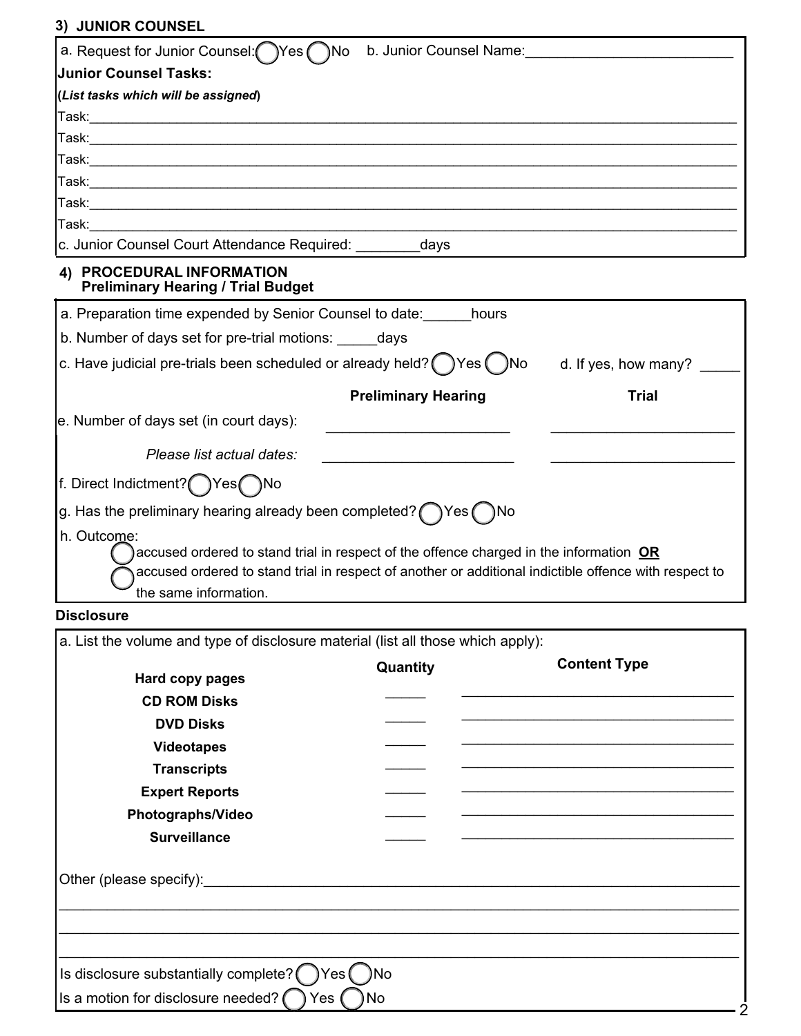### 3) JUNIOR COUNSEL

a. Request for Junior Counsel: ◯ Yes ◯ No b. Junior Counsel Name:___________________________

**Junior Counsel Tasks:**

(***List tasks which will be assigned***)

Task:_____________________________________________________________________________________

Task:_____________________________________________________________________________________

Task:_____________________________________________________________________________________

Task:_____________________________________________________________________________________

Task:_____________________________________________________________________________________

Task:_____________________________________________________________________________________

c. Junior Counsel Court Attendance Required: ________days

### 4) PROCEDURAL INFORMATION
**Preliminary Hearing / Trial Budget**

a. Preparation time expended by Senior Counsel to date:______hours

b. Number of days set for pre-trial motions: _____days

c. Have judicial pre-trials been scheduled or already held? ◯ Yes ◯ No d. If yes, how many? _____

| | Preliminary Hearing | Trial |
|---|---|---|
| e. Number of days set (in court days): | _______________________ | _______________________ |
| *Please list actual dates:* | _______________________ | _______________________ |

f. Direct Indictment? ◯ Yes ◯ No

g. Has the preliminary hearing already been completed? ◯ Yes ◯ No

h. Outcome:

◯ accused ordered to stand trial in respect of the offence charged in the information **OR**

◯ accused ordered to stand trial in respect of another or additional indictible offence with respect to the same information.

**Disclosure**

a. List the volume and type of disclosure material (list all those which apply):

| | Quantity | Content Type |
|---|---|---|
| **Hard copy pages** | _____ | ___________________________________ |
| **CD ROM Disks** | _____ | ___________________________________ |
| **DVD Disks** | _____ | ___________________________________ |
| **Videotapes** | _____ | ___________________________________ |
| **Transcripts** | _____ | ___________________________________ |
| **Expert Reports** | _____ | ___________________________________ |
| **Photographs/Video** | _____ | ___________________________________ |
| **Surveillance** | _____ | ___________________________________ |

Other (please specify):_____________________________________________________________________

___________________________________________________________________________________________

___________________________________________________________________________________________

___________________________________________________________________________________________

Is disclosure substantially complete? ◯ Yes ◯ No

Is a motion for disclosure needed? ◯ Yes ◯ No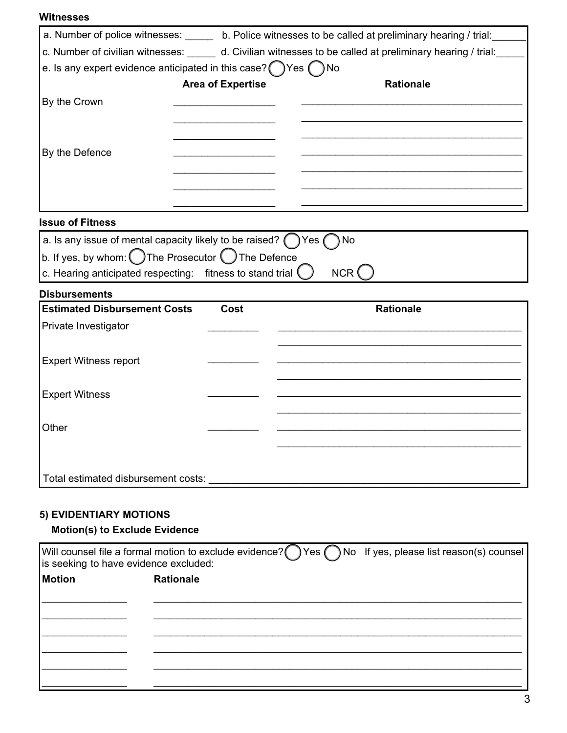**Witnesses**

a. Number of police witnesses: _____ b. Police witnesses to be called at preliminary hearing / trial: ______

c. Number of civilian witnesses: _____ d. Civilian witnesses to be called at preliminary hearing / trial: _____

e. Is any expert evidence anticipated in this case? ◯ Yes ◯ No

| | Area of Expertise | Rationale |
|---|---|---|
| By the Crown | __________________ | ________________________________________ |
| | __________________ | ________________________________________ |
| | __________________ | ________________________________________ |
| By the Defence | __________________ | ________________________________________ |
| | __________________ | ________________________________________ |
| | __________________ | ________________________________________ |
| | __________________ | ________________________________________ |

**Issue of Fitness**

a. Is any issue of mental capacity likely to be raised? ◯ Yes ◯ No

b. If yes, by whom: ◯ The Prosecutor ◯ The Defence

c. Hearing anticipated respecting: fitness to stand trial ◯ NCR ◯

**Disbursements**

| Estimated Disbursement Costs | Cost | Rationale |
|---|---|---|
| Private Investigator | _________ | ____________________________________________ |
| | | ____________________________________________ |
| Expert Witness report | _________ | ____________________________________________ |
| | | ____________________________________________ |
| Expert Witness | _________ | ____________________________________________ |
| | | ____________________________________________ |
| Other | _________ | ____________________________________________ |
| | | ____________________________________________ |

Total estimated disbursement costs: ________________________________________________________

## 5) EVIDENTIARY MOTIONS

### Motion(s) to Exclude Evidence

Will counsel file a formal motion to exclude evidence? ◯ Yes ◯ No If yes, please list reason(s) counsel is seeking to have evidence excluded:

| Motion | Rationale |
|---|---|
| _______________ | ____________________________________________________________________ |
| _______________ | ____________________________________________________________________ |
| _______________ | ____________________________________________________________________ |
| _______________ | ____________________________________________________________________ |
| _______________ | ____________________________________________________________________ |
| _______________ | ____________________________________________________________________ |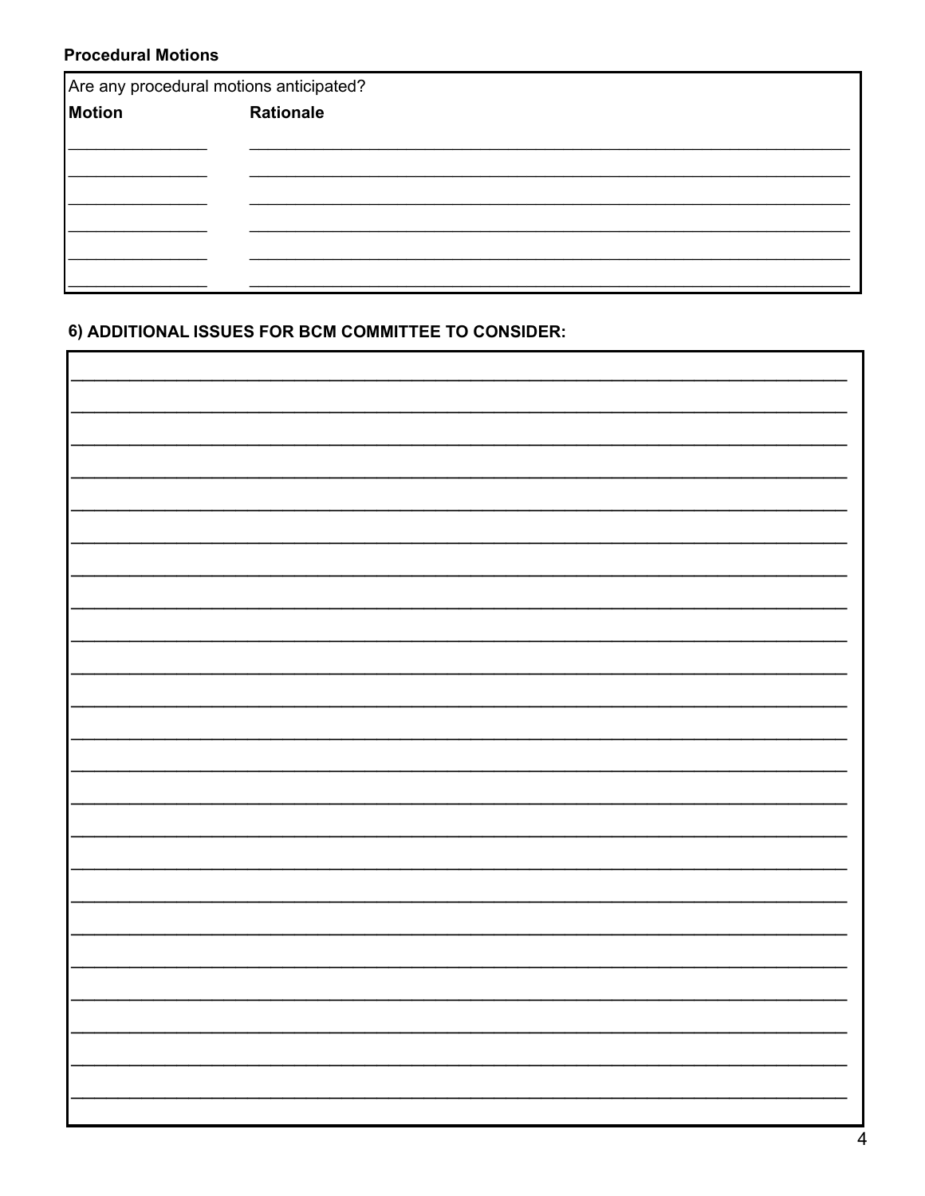**Procedural Motions**

Are any procedural motions anticipated?

| Motion | Rationale |
| --- | --- |
| | |
| | |
| | |
| | |
| | |
| | |

**6) ADDITIONAL ISSUES FOR BCM COMMITTEE TO CONSIDER:**